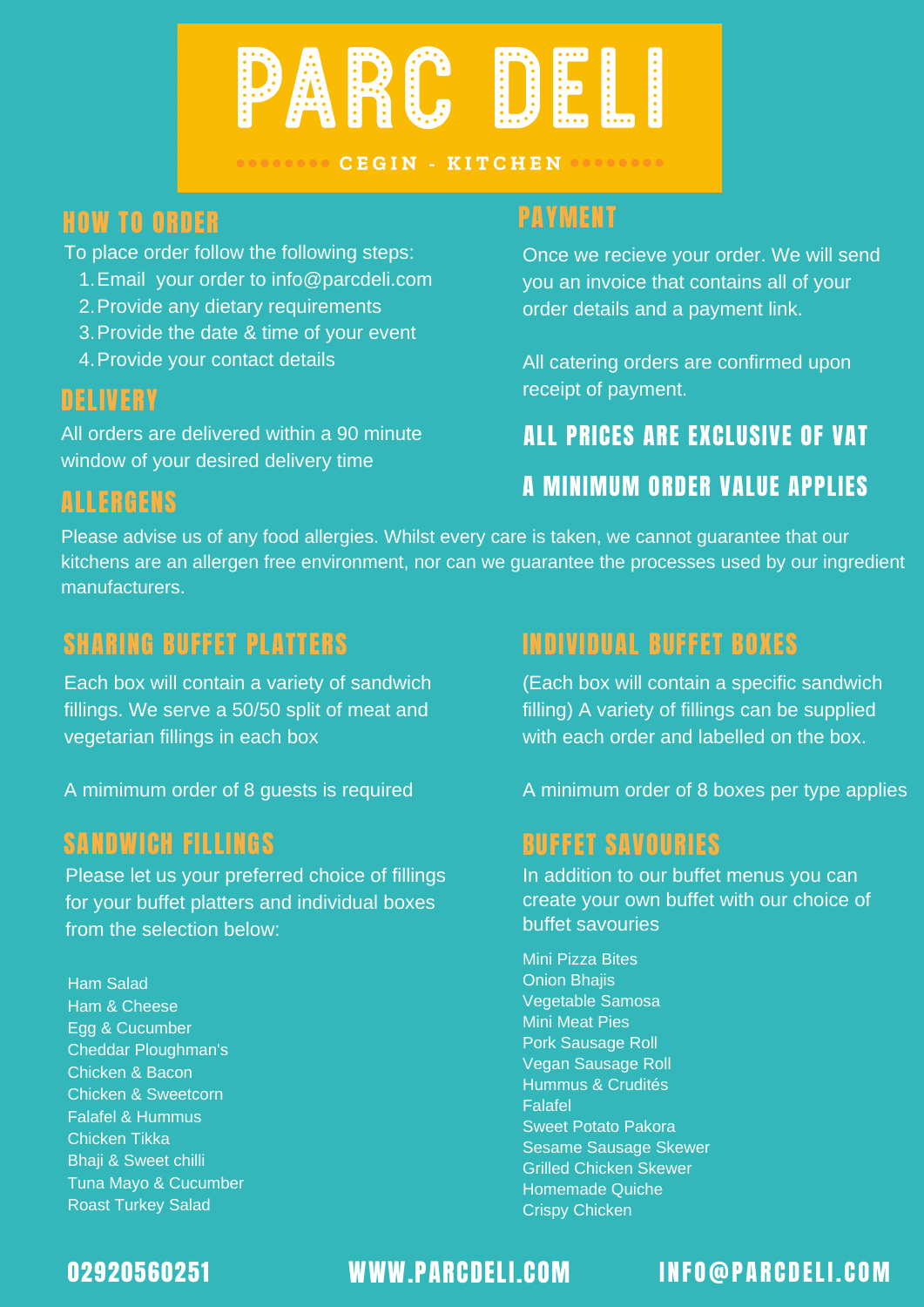# PARC DELI

CEGIN - KITCHEN

## HOW TO ORDER

To place order follow the following steps:

1. Email your order to info@parcdeli.com
2. Provide any dietary requirements
3. Provide the date & time of your event
4. Provide your contact details

## DELIVERY

All orders are delivered within a 90 minute window of your desired delivery time

## PAYMENT

Once we recieve your order. We will send you an invoice that contains all of your order details and a payment link.

All catering orders are confirmed upon receipt of payment.

**ALL PRICES ARE EXCLUSIVE OF VAT**

**A MINIMUM ORDER VALUE APPLIES**

## ALLERGENS

Please advise us of any food allergies. Whilst every care is taken, we cannot guarantee that our kitchens are an allergen free environment, nor can we guarantee the processes used by our ingredient manufacturers.

## SHARING BUFFET PLATTERS

Each box will contain a variety of sandwich fillings. We serve a 50/50 split of meat and vegetarian fillings in each box

A mimimum order of 8 guests is required

## SANDWICH FILLINGS

Please let us your preferred choice of fillings for your buffet platters and individual boxes from the selection below:

- Ham Salad
- Ham & Cheese
- Egg & Cucumber
- Cheddar Ploughman's
- Chicken & Bacon
- Chicken & Sweetcorn
- Falafel & Hummus
- Chicken Tikka
- Bhaji & Sweet chilli
- Tuna Mayo & Cucumber
- Roast Turkey Salad

## INDIVIDUAL BUFFET BOXES

(Each box will contain a specific sandwich filling) A variety of fillings can be supplied with each order and labelled on the box.

A minimum order of 8 boxes per type applies

## BUFFET SAVOURIES

In addition to our buffet menus you can create your own buffet with our choice of buffet savouries

- Mini Pizza Bites
- Onion Bhajis
- Vegetable Samosa
- Mini Meat Pies
- Pork Sausage Roll
- Vegan Sausage Roll
- Hummus & Crudités
- Falafel
- Sweet Potato Pakora
- Sesame Sausage Skewer
- Grilled Chicken Skewer
- Homemade Quiche
- Crispy Chicken

02920560251 WWW.PARCDELI.COM INFO@PARCDELI.COM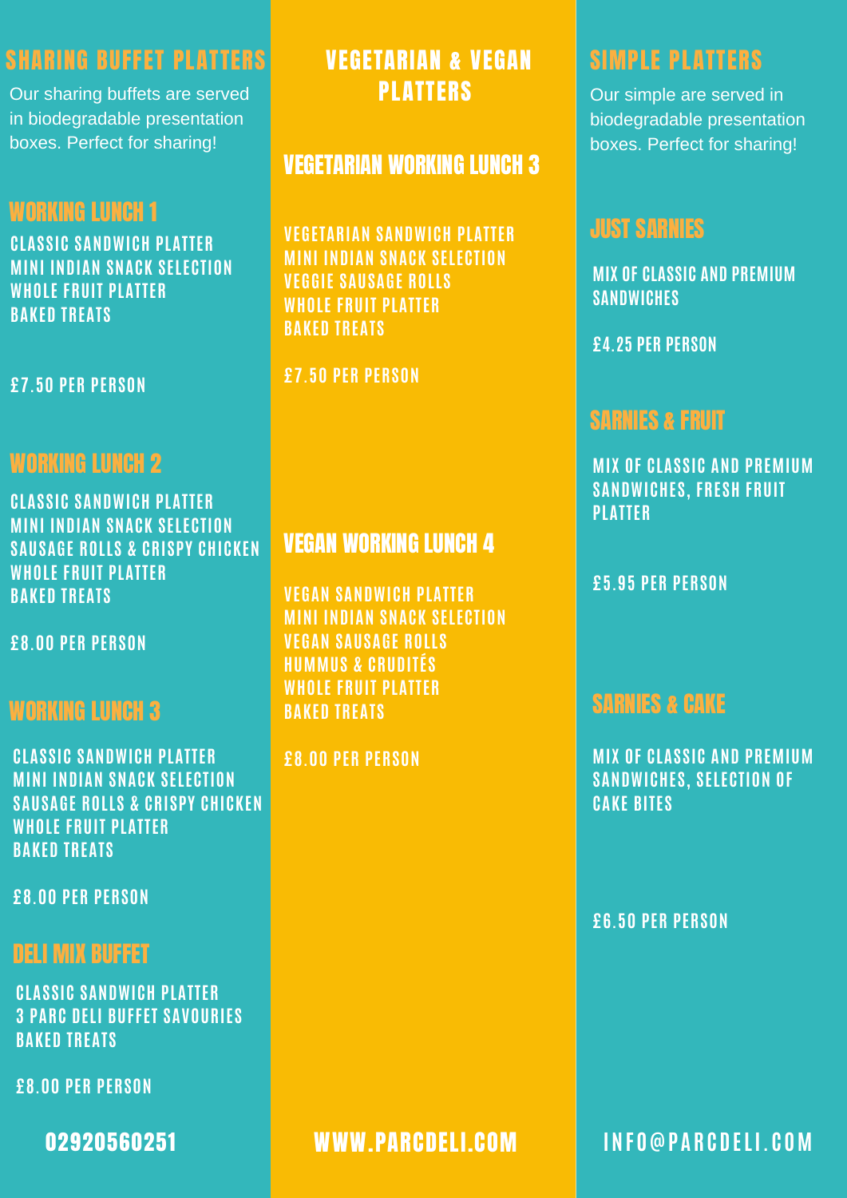## SHARING BUFFET PLATTERS

Our sharing buffets are served in biodegradable presentation boxes. Perfect for sharing!

### WORKING LUNCH 1

CLASSIC SANDWICH PLATTER
MINI INDIAN SNACK SELECTION
WHOLE FRUIT PLATTER
BAKED TREATS

£7.50 PER PERSON

### WORKING LUNCH 2

CLASSIC SANDWICH PLATTER
MINI INDIAN SNACK SELECTION
SAUSAGE ROLLS & CRISPY CHICKEN
WHOLE FRUIT PLATTER
BAKED TREATS

£8.00 PER PERSON

### WORKING LUNCH 3

CLASSIC SANDWICH PLATTER
MINI INDIAN SNACK SELECTION
SAUSAGE ROLLS & CRISPY CHICKEN
WHOLE FRUIT PLATTER
BAKED TREATS

£8.00 PER PERSON

### DELI MIX BUFFET

CLASSIC SANDWICH PLATTER
3 PARC DELI BUFFET SAVOURIES
BAKED TREATS

£8.00 PER PERSON

## VEGETARIAN & VEGAN PLATTERS

### VEGETARIAN WORKING LUNCH 3

VEGETARIAN SANDWICH PLATTER
MINI INDIAN SNACK SELECTION
VEGGIE SAUSAGE ROLLS
WHOLE FRUIT PLATTER
BAKED TREATS

£7.50 PER PERSON

### VEGAN WORKING LUNCH 4

VEGAN SANDWICH PLATTER
MINI INDIAN SNACK SELECTION
VEGAN SAUSAGE ROLLS
HUMMUS & CRUDITÉS
WHOLE FRUIT PLATTER
BAKED TREATS

£8.00 PER PERSON

## SIMPLE PLATTERS

Our simple are served in biodegradable presentation boxes. Perfect for sharing!

### JUST SARNIES

MIX OF CLASSIC AND PREMIUM SANDWICHES

£4.25 PER PERSON

### SARNIES & FRUIT

MIX OF CLASSIC AND PREMIUM SANDWICHES, FRESH FRUIT PLATTER

£5.95 PER PERSON

### SARNIES & CAKE

MIX OF CLASSIC AND PREMIUM SANDWICHES, SELECTION OF CAKE BITES

£6.50 PER PERSON

02920560251 WWW.PARCDELI.COM INFO@PARCDELI.COM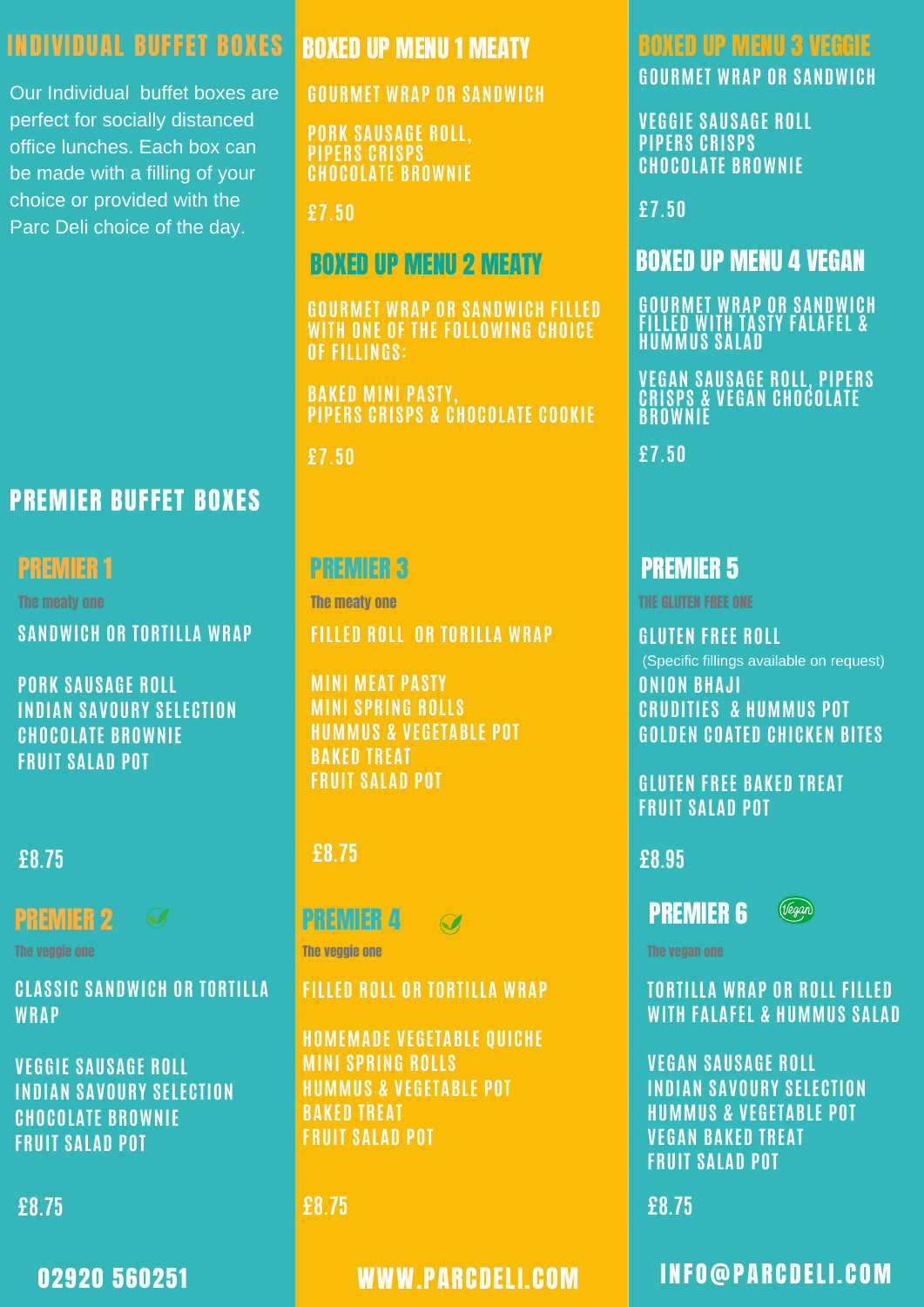## INDIVIDUAL BUFFET BOXES

Our Individual buffet boxes are perfect for socially distanced office lunches. Each box can be made with a filling of your choice or provided with the Parc Deli choice of the day.

### BOXED UP MENU 1 MEATY

GOURMET WRAP OR SANDWICH

PORK SAUSAGE ROLL,
PIPERS CRISPS
CHOCOLATE BROWNIE

£7.50

### BOXED UP MENU 2 MEATY

GOURMET WRAP OR SANDWICH FILLED WITH ONE OF THE FOLLOWING CHOICE OF FILLINGS:

BAKED MINI PASTY,
PIPERS CRISPS & CHOCOLATE COOKIE

£7.50

### BOXED UP MENU 3 VEGGIE

GOURMET WRAP OR SANDWICH

VEGGIE SAUSAGE ROLL
PIPERS CRISPS
CHOCOLATE BROWNIE

£7.50

### BOXED UP MENU 4 VEGAN

GOURMET WRAP OR SANDWICH FILLED WITH TASTY FALAFEL & HUMMUS SALAD

VEGAN SAUSAGE ROLL, PIPERS CRISPS & VEGAN CHOCOLATE BROWNIE

£7.50

## PREMIER BUFFET BOXES

### PREMIER 1

The meaty one

SANDWICH OR TORTILLA WRAP

PORK SAUSAGE ROLL
INDIAN SAVOURY SELECTION
CHOCOLATE BROWNIE
FRUIT SALAD POT

£8.75

### PREMIER 2

The veggie one

CLASSIC SANDWICH OR TORTILLA WRAP

VEGGIE SAUSAGE ROLL
INDIAN SAVOURY SELECTION
CHOCOLATE BROWNIE
FRUIT SALAD POT

£8.75

### PREMIER 3

The meaty one

FILLED ROLL OR TORILLA WRAP

MINI MEAT PASTY
MINI SPRING ROLLS
HUMMUS & VEGETABLE POT
BAKED TREAT
FRUIT SALAD POT

£8.75

### PREMIER 4

The veggie one

FILLED ROLL OR TORTILLA WRAP

HOMEMADE VEGETABLE QUICHE
MINI SPRING ROLLS
HUMMUS & VEGETABLE POT
BAKED TREAT
FRUIT SALAD POT

£8.75

### PREMIER 5

THE GLUTEN FREE ONE

GLUTEN FREE ROLL
(Specific fillings available on request)
ONION BHAJI
CRUDITIES & HUMMUS POT
GOLDEN COATED CHICKEN BITES

GLUTEN FREE BAKED TREAT
FRUIT SALAD POT

£8.95

### PREMIER 6

The vegan one

TORTILLA WRAP OR ROLL FILLED WITH FALAFEL & HUMMUS SALAD

VEGAN SAUSAGE ROLL
INDIAN SAVOURY SELECTION
HUMMUS & VEGETABLE POT
VEGAN BAKED TREAT
FRUIT SALAD POT

£8.75

02920 560251 WWW.PARCDELI.COM INFO@PARCDELI.COM